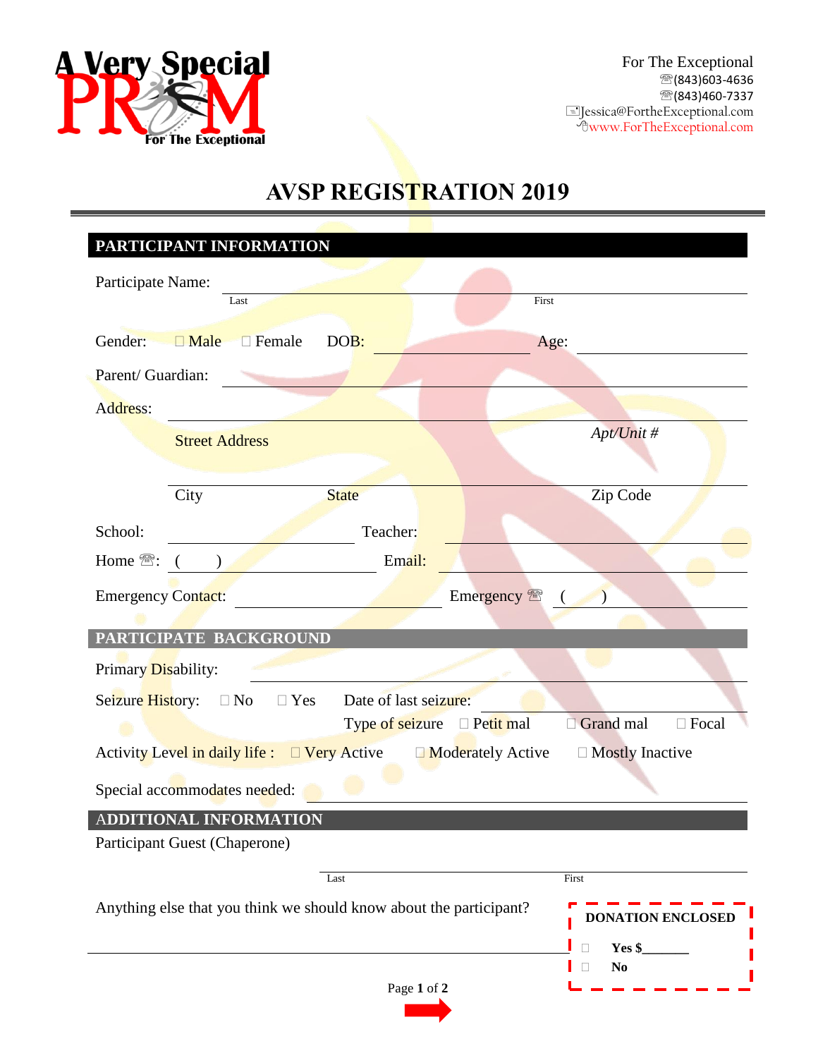A Very Special PROM For The Exceptional

For The Exceptional
☏(843)603-4636
☏(843)460-7337
Jessica@FortheExceptional.com
www.ForTheExceptional.com

# AVSP REGISTRATION 2019

## PARTICIPANT INFORMATION

Participate Name: ______________________________________________
Last First

Gender: ☐ Male ☐ Female DOB: ______________ Age: ______________

Parent/ Guardian: ______________________________________________

Address: ______________________________________________
Street Address *Apt/Unit #*

______________________________________________
City State Zip Code

School: ______________________ Teacher: ______________________

Home ☏: ( ) ______________________ Email: ______________________

Emergency Contact: ______________________ Emergency ☏ ( ) ______________

## PARTICIPATE BACKGROUND

Primary Disability: ______________________________________________

Seizure History: ☐ No ☐ Yes Date of last seizure: ______________________
Type of seizure ☐ Petit mal ☐ Grand mal ☐ Focal

Activity Level in daily life : ☐ Very Active ☐ Moderately Active ☐ Mostly Inactive

Special accommodates needed: ______________________________________________

## ADDITIONAL INFORMATION

Participant Guest (Chaperone)

______________________________________________
Last First

Anything else that you think we should know about the participant?

______________________________________________

**DONATION ENCLOSED**

☐ **Yes $_______**
☐ **No**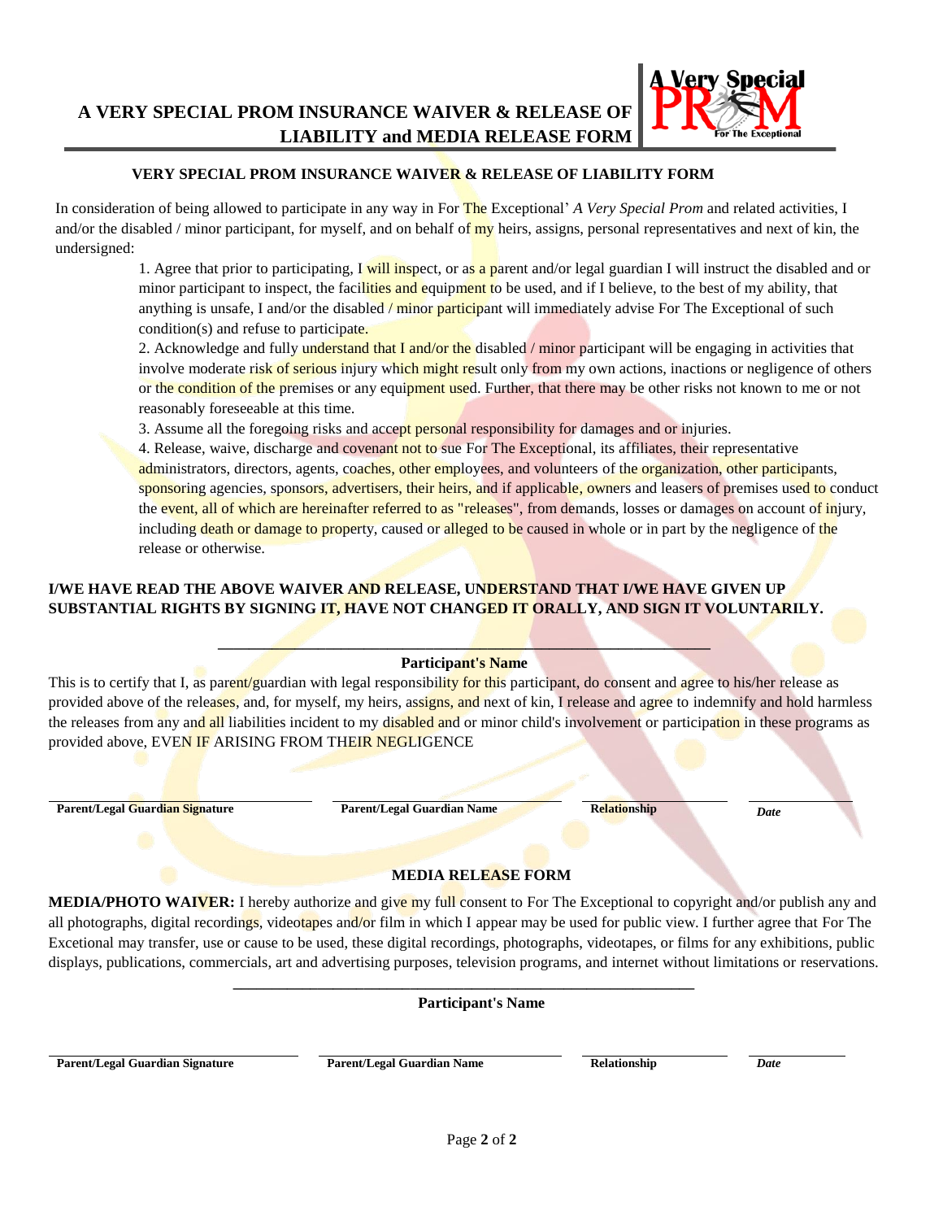# A VERY SPECIAL PROM INSURANCE WAIVER & RELEASE OF LIABILITY and MEDIA RELEASE FORM

## VERY SPECIAL PROM INSURANCE WAIVER & RELEASE OF LIABILITY FORM

In consideration of being allowed to participate in any way in For The Exceptional' *A Very Special Prom* and related activities, I and/or the disabled / minor participant, for myself, and on behalf of my heirs, assigns, personal representatives and next of kin, the undersigned:

1. Agree that prior to participating, I will inspect, or as a parent and/or legal guardian I will instruct the disabled and or minor participant to inspect, the facilities and equipment to be used, and if I believe, to the best of my ability, that anything is unsafe, I and/or the disabled / minor participant will immediately advise For The Exceptional of such condition(s) and refuse to participate.
2. Acknowledge and fully understand that I and/or the disabled / minor participant will be engaging in activities that involve moderate risk of serious injury which might result only from my own actions, inactions or negligence of others or the condition of the premises or any equipment used. Further, that there may be other risks not known to me or not reasonably foreseeable at this time.
3. Assume all the foregoing risks and accept personal responsibility for damages and or injuries.
4. Release, waive, discharge and covenant not to sue For The Exceptional, its affiliates, their representative administrators, directors, agents, coaches, other employees, and volunteers of the organization, other participants, sponsoring agencies, sponsors, advertisers, their heirs, and if applicable, owners and leasers of premises used to conduct the event, all of which are hereinafter referred to as "releases", from demands, losses or damages on account of injury, including death or damage to property, caused or alleged to be caused in whole or in part by the negligence of the release or otherwise.

**I/WE HAVE READ THE ABOVE WAIVER AND RELEASE, UNDERSTAND THAT I/WE HAVE GIVEN UP SUBSTANTIAL RIGHTS BY SIGNING IT, HAVE NOT CHANGED IT ORALLY, AND SIGN IT VOLUNTARILY.**

______________________________________________
**Participant's Name**

This is to certify that I, as parent/guardian with legal responsibility for this participant, do consent and agree to his/her release as provided above of the releases, and, for myself, my heirs, assigns, and next of kin, I release and agree to indemnify and hold harmless the releases from any and all liabilities incident to my disabled and or minor child's involvement or participation in these programs as provided above, EVEN IF ARISING FROM THEIR NEGLIGENCE

| **Parent/Legal Guardian Signature** | **Parent/Legal Guardian Name** | **Relationship** | ***Date*** |
|---|---|---|---|
| | | | |

## MEDIA RELEASE FORM

**MEDIA/PHOTO WAIVER:** I hereby authorize and give my full consent to For The Exceptional to copyright and/or publish any and all photographs, digital recordings, videotapes and/or film in which I appear may be used for public view. I further agree that For The Excetional may transfer, use or cause to be used, these digital recordings, photographs, videotapes, or films for any exhibitions, public displays, publications, commercials, art and advertising purposes, television programs, and internet without limitations or reservations.

______________________________________________
**Participant's Name**

| **Parent/Legal Guardian Signature** | **Parent/Legal Guardian Name** | **Relationship** | ***Date*** |
|---|---|---|---|
| | | | |